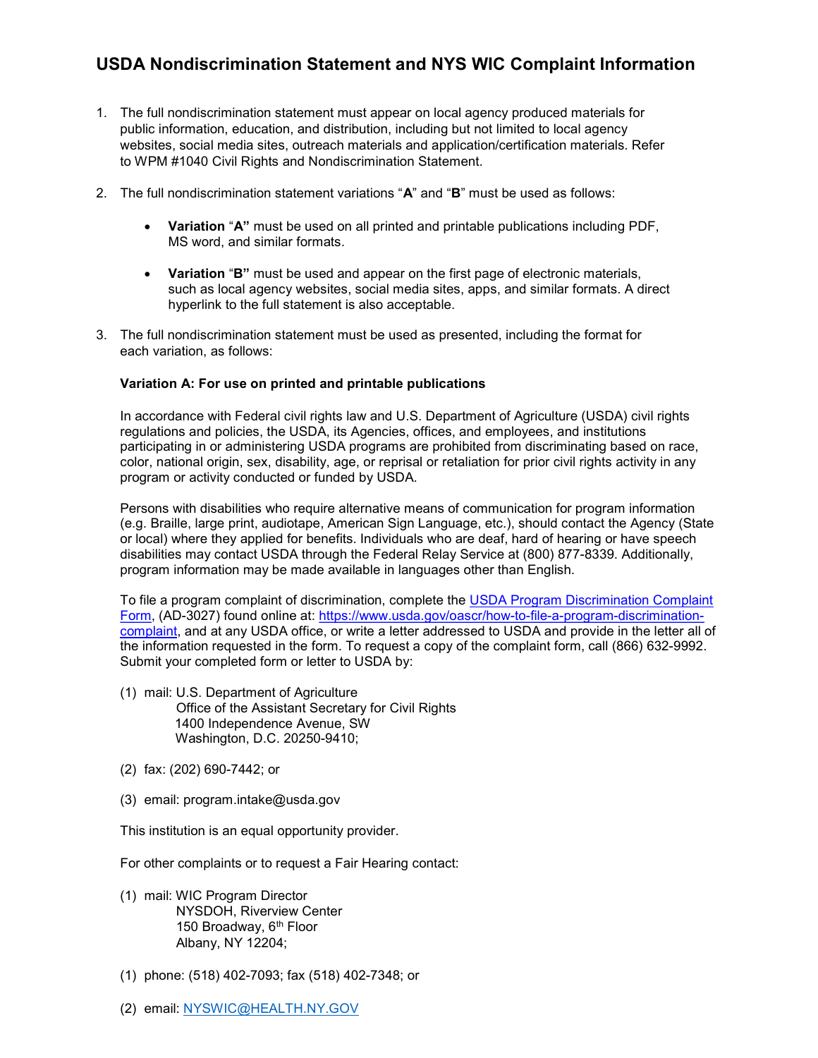# USDA Nondiscrimination Statement and NYS WIC Complaint Information

1. The full nondiscrimination statement must appear on local agency produced materials for public information, education, and distribution, including but not limited to local agency websites, social media sites, outreach materials and application/certification materials. Refer to WPM #1040 Civil Rights and Nondiscrimination Statement.

2. The full nondiscrimination statement variations "**A**" and "**B**" must be used as follows:

   - **Variation** "**A"** must be used on all printed and printable publications including PDF, MS word, and similar formats.

   - **Variation** "**B"** must be used and appear on the first page of electronic materials, such as local agency websites, social media sites, apps, and similar formats. A direct hyperlink to the full statement is also acceptable.

3. The full nondiscrimination statement must be used as presented, including the format for each variation, as follows:

   **Variation A: For use on printed and printable publications**

   In accordance with Federal civil rights law and U.S. Department of Agriculture (USDA) civil rights regulations and policies, the USDA, its Agencies, offices, and employees, and institutions participating in or administering USDA programs are prohibited from discriminating based on race, color, national origin, sex, disability, age, or reprisal or retaliation for prior civil rights activity in any program or activity conducted or funded by USDA.

   Persons with disabilities who require alternative means of communication for program information (e.g. Braille, large print, audiotape, American Sign Language, etc.), should contact the Agency (State or local) where they applied for benefits. Individuals who are deaf, hard of hearing or have speech disabilities may contact USDA through the Federal Relay Service at (800) 877-8339. Additionally, program information may be made available in languages other than English.

   To file a program complaint of discrimination, complete the [USDA Program Discrimination Complaint Form](https://www.usda.gov/oascr/how-to-file-a-program-discrimination-complaint), (AD-3027) found online at: [https://www.usda.gov/oascr/how-to-file-a-program-discrimination-complaint](https://www.usda.gov/oascr/how-to-file-a-program-discrimination-complaint), and at any USDA office, or write a letter addressed to USDA and provide in the letter all of the information requested in the form. To request a copy of the complaint form, call (866) 632-9992. Submit your completed form or letter to USDA by:

   (1) mail: U.S. Department of Agriculture
   Office of the Assistant Secretary for Civil Rights
   1400 Independence Avenue, SW
   Washington, D.C. 20250-9410;

   (2) fax: (202) 690-7442; or

   (3) email: program.intake@usda.gov

   This institution is an equal opportunity provider.

   For other complaints or to request a Fair Hearing contact:

   (1) mail: WIC Program Director
   NYSDOH, Riverview Center
   150 Broadway, 6th Floor
   Albany, NY 12204;

   (1) phone: (518) 402-7093; fax (518) 402-7348; or

   (2) email: [NYSWIC@HEALTH.NY.GOV](mailto:NYSWIC@HEALTH.NY.GOV)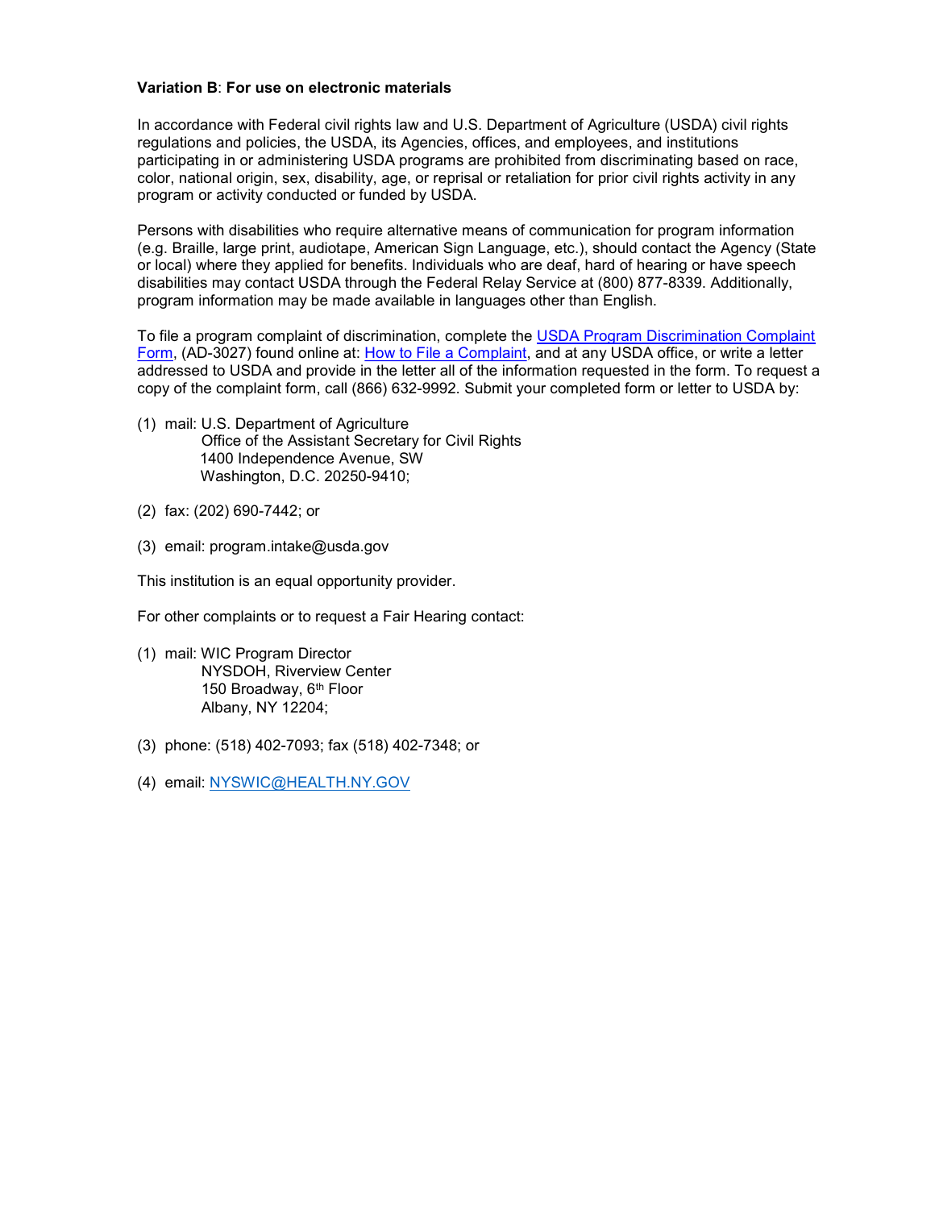**Variation B**: **For use on electronic materials**

In accordance with Federal civil rights law and U.S. Department of Agriculture (USDA) civil rights regulations and policies, the USDA, its Agencies, offices, and employees, and institutions participating in or administering USDA programs are prohibited from discriminating based on race, color, national origin, sex, disability, age, or reprisal or retaliation for prior civil rights activity in any program or activity conducted or funded by USDA.

Persons with disabilities who require alternative means of communication for program information (e.g. Braille, large print, audiotape, American Sign Language, etc.), should contact the Agency (State or local) where they applied for benefits. Individuals who are deaf, hard of hearing or have speech disabilities may contact USDA through the Federal Relay Service at (800) 877-8339. Additionally, program information may be made available in languages other than English.

To file a program complaint of discrimination, complete the USDA Program Discrimination Complaint Form, (AD-3027) found online at: How to File a Complaint, and at any USDA office, or write a letter addressed to USDA and provide in the letter all of the information requested in the form. To request a copy of the complaint form, call (866) 632-9992. Submit your completed form or letter to USDA by:

(1) mail: U.S. Department of Agriculture
Office of the Assistant Secretary for Civil Rights
1400 Independence Avenue, SW
Washington, D.C. 20250-9410;

(2) fax: (202) 690-7442; or

(3) email: program.intake@usda.gov

This institution is an equal opportunity provider.

For other complaints or to request a Fair Hearing contact:

(1) mail: WIC Program Director
NYSDOH, Riverview Center
150 Broadway, 6th Floor
Albany, NY 12204;

(3) phone: (518) 402-7093; fax (518) 402-7348; or

(4) email: NYSWIC@HEALTH.NY.GOV